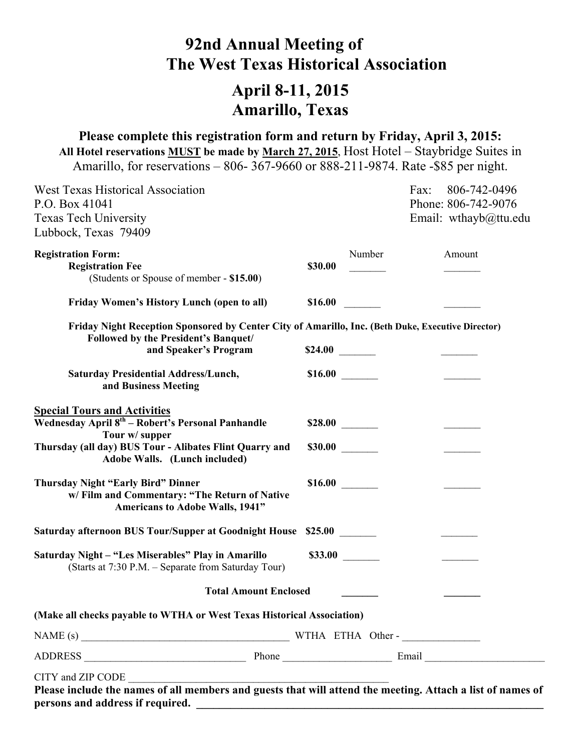# 92nd Annual Meeting of The West Texas Historical Association

# April 8-11, 2015
# Amarillo, Texas

**Please complete this registration form and return by Friday, April 3, 2015:**

**All Hotel reservations MUST be made by March 27, 2015**, Host Hotel – Staybridge Suites in Amarillo, for reservations – 806- 367-9660 or 888-211-9874. Rate -$85 per night.

West Texas Historical Association
P.O. Box 41041
Texas Tech University
Lubbock, Texas 79409

Fax: 806-742-0496
Phone: 806-742-9076
Email: wthayb@ttu.edu

| **Registration Form:** | | Number | Amount |
|---|---|---|---|
| **Registration Fee** (Students or Spouse of member - **$15.00**) | **$30.00** | _______ | _______ |
| **Friday Women's History Lunch (open to all)** | **$16.00** | _______ | _______ |
| **Friday Night Reception Sponsored by Center City of Amarillo, Inc. (Beth Duke, Executive Director) Followed by the President's Banquet/ and Speaker's Program** | **$24.00** | _______ | _______ |
| **Saturday Presidential Address/Lunch, and Business Meeting** | **$16.00** | _______ | _______ |
| **Special Tours and Activities** | | | |
| **Wednesday April 8th – Robert's Personal Panhandle Tour w/ supper** | **$28.00** | _______ | _______ |
| **Thursday (all day) BUS Tour - Alibates Flint Quarry and Adobe Walls. (Lunch included)** | **$30.00** | _______ | _______ |
| **Thursday Night "Early Bird" Dinner w/ Film and Commentary: "The Return of Native Americans to Adobe Walls, 1941"** | **$16.00** | _______ | _______ |
| **Saturday afternoon BUS Tour/Supper at Goodnight House** | **$25.00** | _______ | _______ |
| **Saturday Night – "Les Miserables" Play in Amarillo** (Starts at 7:30 P.M. – Separate from Saturday Tour) | **$33.00** | _______ | _______ |
| **Total Amount Enclosed** | | _______ | _______ |

**(Make all checks payable to WTHA or West Texas Historical Association)**

NAME (s) ________________________________________ WTHA ETHA Other - ______________

ADDRESS _______________________________ Phone ____________________ Email ______________________

CITY and ZIP CODE ___________________________________________________

**Please include the names of all members and guests that will attend the meeting. Attach a list of names of persons and address if required. _______________________________________________________________**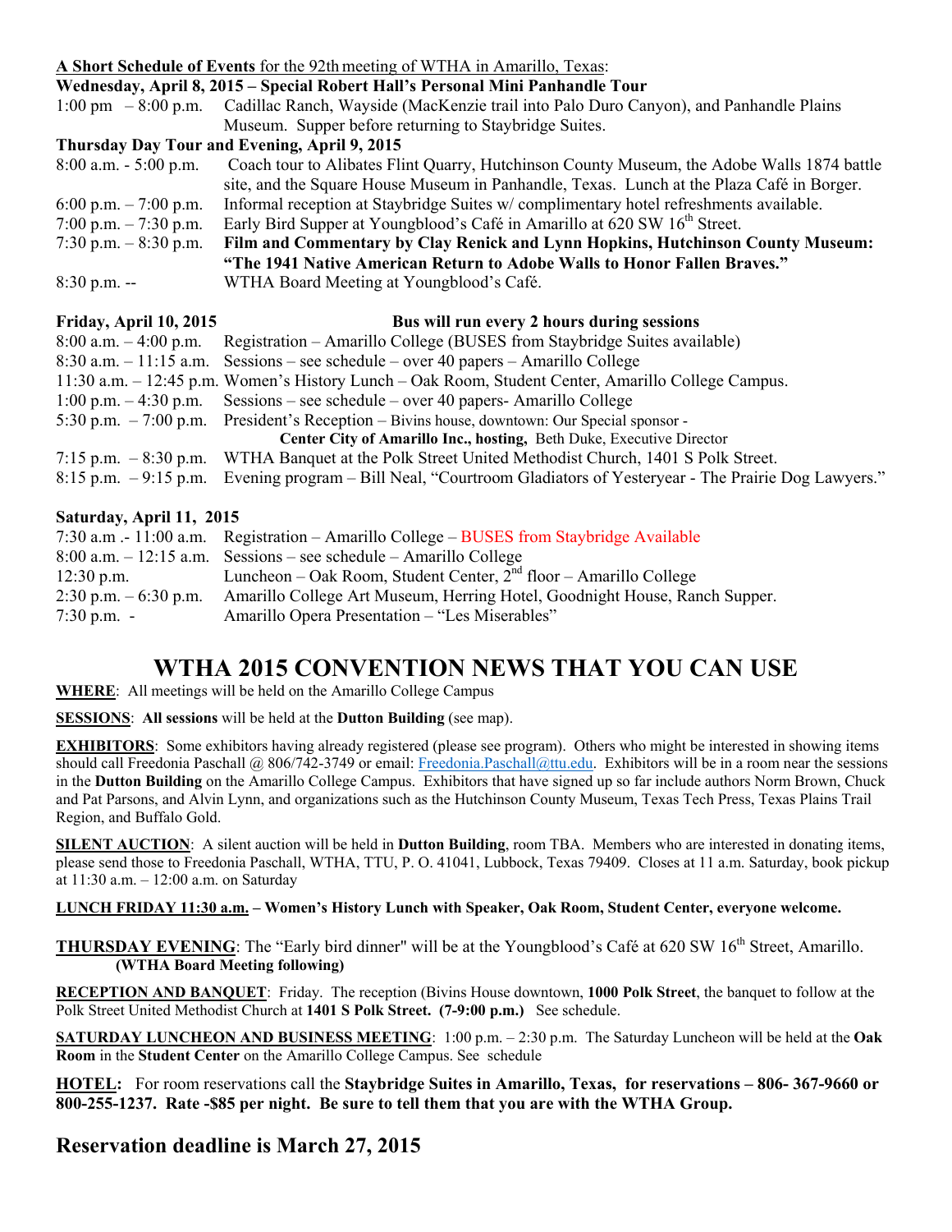**A Short Schedule of Events** for the 92th meeting of WTHA in Amarillo, Texas:

**Wednesday, April 8, 2015 – Special Robert Hall's Personal Mini Panhandle Tour**

| | |
|---|---|
| 1:00 pm – 8:00 p.m. | Cadillac Ranch, Wayside (MacKenzie trail into Palo Duro Canyon), and Panhandle Plains Museum. Supper before returning to Staybridge Suites. |

**Thursday Day Tour and Evening, April 9, 2015**

| | |
|---|---|
| 8:00 a.m. - 5:00 p.m. | Coach tour to Alibates Flint Quarry, Hutchinson County Museum, the Adobe Walls 1874 battle site, and the Square House Museum in Panhandle, Texas. Lunch at the Plaza Café in Borger. |
| 6:00 p.m. – 7:00 p.m. | Informal reception at Staybridge Suites w/ complimentary hotel refreshments available. |
| 7:00 p.m. – 7:30 p.m. | Early Bird Supper at Youngblood's Café in Amarillo at 620 SW 16th Street. |
| 7:30 p.m. – 8:30 p.m. | **Film and Commentary by Clay Renick and Lynn Hopkins, Hutchinson County Museum: "The 1941 Native American Return to Adobe Walls to Honor Fallen Braves."** |
| 8:30 p.m. -- | WTHA Board Meeting at Youngblood's Café. |

**Friday, April 10, 2015** — **Bus will run every 2 hours during sessions**

| | |
|---|---|
| 8:00 a.m. – 4:00 p.m. | Registration – Amarillo College (BUSES from Staybridge Suites available) |
| 8:30 a.m. – 11:15 a.m. | Sessions – see schedule – over 40 papers – Amarillo College |
| 11:30 a.m. – 12:45 p.m. | Women's History Lunch – Oak Room, Student Center, Amarillo College Campus. |
| 1:00 p.m. – 4:30 p.m. | Sessions – see schedule – over 40 papers- Amarillo College |
| 5:30 p.m. – 7:00 p.m. | President's Reception – Bivins house, downtown: Our Special sponsor - **Center City of Amarillo Inc., hosting,** Beth Duke, Executive Director |
| 7:15 p.m. – 8:30 p.m. | WTHA Banquet at the Polk Street United Methodist Church, 1401 S Polk Street. |
| 8:15 p.m. – 9:15 p.m. | Evening program – Bill Neal, "Courtroom Gladiators of Yesteryear - The Prairie Dog Lawyers." |

**Saturday, April 11, 2015**

| | |
|---|---|
| 7:30 a.m .- 11:00 a.m. | Registration – Amarillo College – BUSES from Staybridge Available |
| 8:00 a.m. – 12:15 a.m. | Sessions – see schedule – Amarillo College |
| 12:30 p.m. | Luncheon – Oak Room, Student Center, 2nd floor – Amarillo College |
| 2:30 p.m. – 6:30 p.m. | Amarillo College Art Museum, Herring Hotel, Goodnight House, Ranch Supper. |
| 7:30 p.m. - | Amarillo Opera Presentation – "Les Miserables" |

# WTHA 2015 CONVENTION NEWS THAT YOU CAN USE

**WHERE**: All meetings will be held on the Amarillo College Campus

**SESSIONS**: **All sessions** will be held at the **Dutton Building** (see map).

**EXHIBITORS**: Some exhibitors having already registered (please see program). Others who might be interested in showing items should call Freedonia Paschall @ 806/742-3749 or email: Freedonia.Paschall@ttu.edu. Exhibitors will be in a room near the sessions in the **Dutton Building** on the Amarillo College Campus. Exhibitors that have signed up so far include authors Norm Brown, Chuck and Pat Parsons, and Alvin Lynn, and organizations such as the Hutchinson County Museum, Texas Tech Press, Texas Plains Trail Region, and Buffalo Gold.

**SILENT AUCTION**: A silent auction will be held in **Dutton Building**, room TBA. Members who are interested in donating items, please send those to Freedonia Paschall, WTHA, TTU, P. O. 41041, Lubbock, Texas 79409. Closes at 11 a.m. Saturday, book pickup at 11:30 a.m. – 12:00 a.m. on Saturday

**LUNCH FRIDAY 11:30 a.m. – Women's History Lunch with Speaker, Oak Room, Student Center, everyone welcome.**

**THURSDAY EVENING**: The "Early bird dinner" will be at the Youngblood's Café at 620 SW 16th Street, Amarillo. **(WTHA Board Meeting following)**

**RECEPTION AND BANQUET**: Friday. The reception (Bivins House downtown, **1000 Polk Street**, the banquet to follow at the Polk Street United Methodist Church at **1401 S Polk Street. (7-9:00 p.m.)** See schedule.

**SATURDAY LUNCHEON AND BUSINESS MEETING**: 1:00 p.m. – 2:30 p.m. The Saturday Luncheon will be held at the **Oak Room** in the **Student Center** on the Amarillo College Campus. See schedule

**HOTEL: For room reservations call the Staybridge Suites in Amarillo, Texas, for reservations – 806- 367-9660 or 800-255-1237. Rate -$85 per night. Be sure to tell them that you are with the WTHA Group.**

## Reservation deadline is March 27, 2015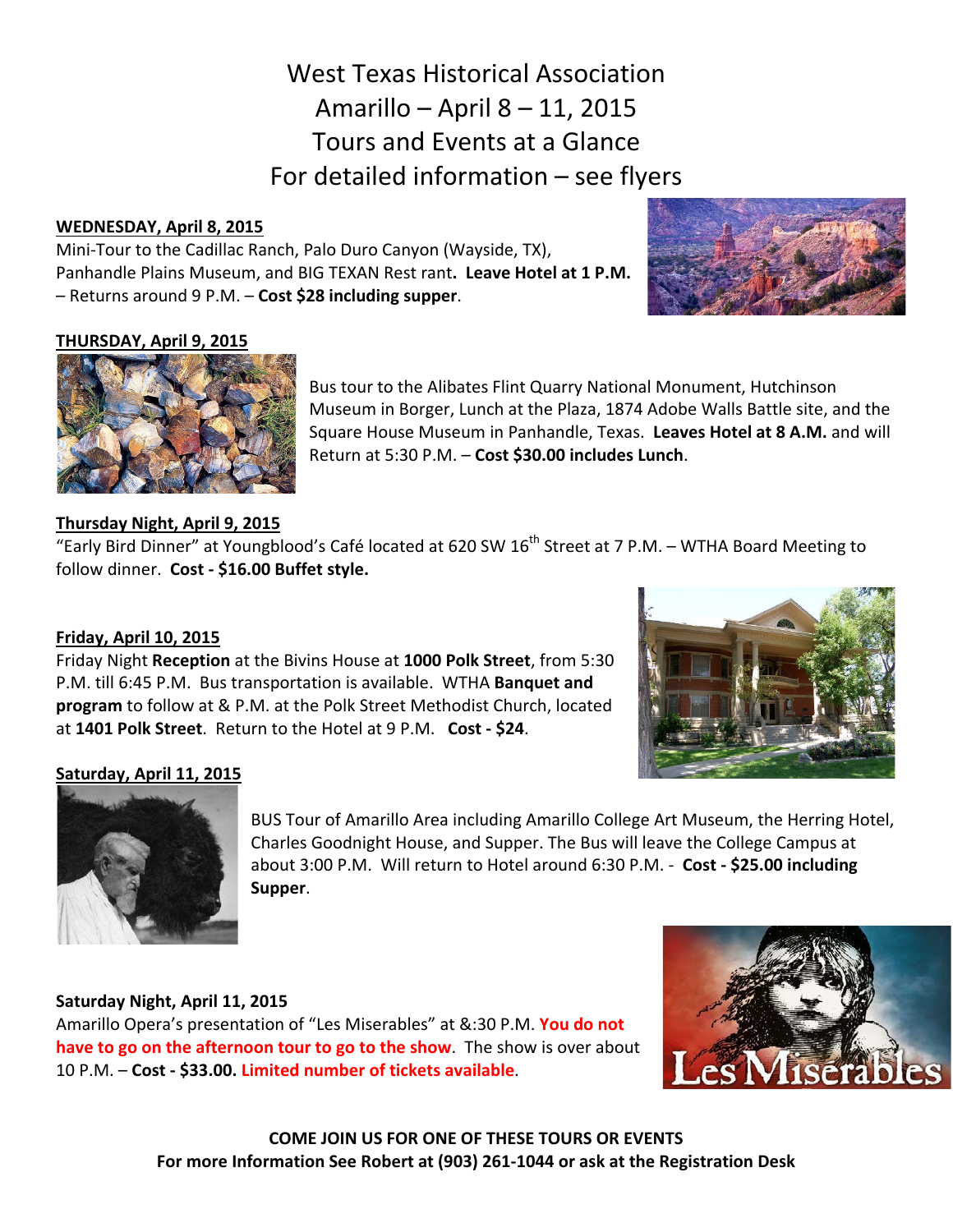# West Texas Historical Association
# Amarillo – April 8 – 11, 2015
# Tours and Events at a Glance
# For detailed information – see flyers

**WEDNESDAY, April 8, 2015**

Mini-Tour to the Cadillac Ranch, Palo Duro Canyon (Wayside, TX), Panhandle Plains Museum, and BIG TEXAN Rest rant**. Leave Hotel at 1 P.M.** – Returns around 9 P.M. – **Cost $28 including supper**.

**THURSDAY, April 9, 2015**

Bus tour to the Alibates Flint Quarry National Monument, Hutchinson Museum in Borger, Lunch at the Plaza, 1874 Adobe Walls Battle site, and the Square House Museum in Panhandle, Texas. **Leaves Hotel at 8 A.M.** and will Return at 5:30 P.M. – **Cost $30.00 includes Lunch**.

**Thursday Night, April 9, 2015**

"Early Bird Dinner" at Youngblood's Café located at 620 SW 16th Street at 7 P.M. – WTHA Board Meeting to follow dinner. **Cost - $16.00 Buffet style.**

**Friday, April 10, 2015**

Friday Night **Reception** at the Bivins House at **1000 Polk Street**, from 5:30 P.M. till 6:45 P.M. Bus transportation is available. WTHA **Banquet and program** to follow at & P.M. at the Polk Street Methodist Church, located at **1401 Polk Street**. Return to the Hotel at 9 P.M. **Cost - $24**.

**Saturday, April 11, 2015**

BUS Tour of Amarillo Area including Amarillo College Art Museum, the Herring Hotel, Charles Goodnight House, and Supper. The Bus will leave the College Campus at about 3:00 P.M. Will return to Hotel around 6:30 P.M. - **Cost - $25.00 including Supper**.

**Saturday Night, April 11, 2015**

Amarillo Opera's presentation of "Les Miserables" at &:30 P.M. **You do not have to go on the afternoon tour to go to the show**. The show is over about 10 P.M. – **Cost - $33.00. Limited number of tickets available**.

**COME JOIN US FOR ONE OF THESE TOURS OR EVENTS**
**For more Information See Robert at (903) 261-1044 or ask at the Registration Desk**